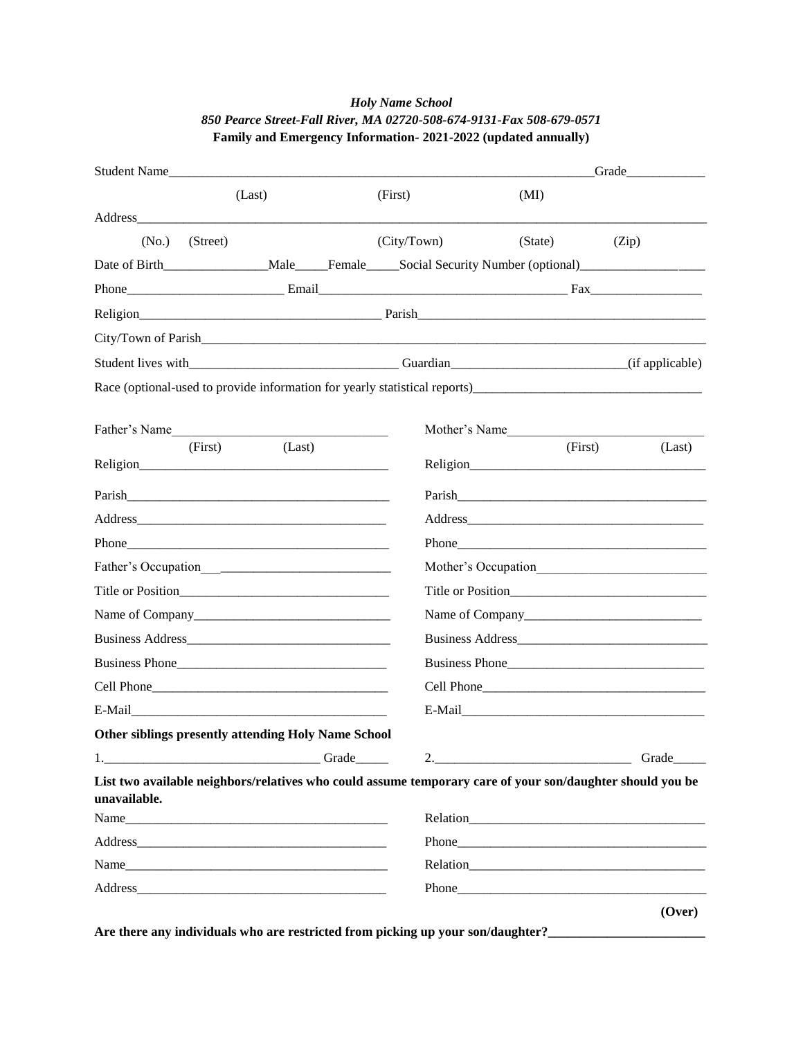*Holy Name School*
*850 Pearce Street-Fall River, MA 02720-508-674-9131-Fax 508-679-0571*
**Family and Emergency Information- 2021-2022 (updated annually)**

Student Name__________________________________________________________________Grade____________
(Last) (First) (MI)

Address_______________________________________________________________________________________
(No.) (Street) (City/Town) (State) (Zip)

Date of Birth________________Male_____Female_____Social Security Number (optional)_____________________

Phone________________________ Email______________________________________ Fax_________________

Religion______________________________________ Parish_____________________________________________

City/Town of Parish___________________________________________________________________________

Student lives with________________________________ Guardian__________________________(if applicable)

Race (optional-used to provide information for yearly statistical reports)__________________________________

Father's Name__________________________________
(First) (Last)

Religion_______________________________________

Parish_________________________________________

Address_______________________________________

Phone_________________________________________

Father's Occupation____________________________

Title or Position________________________________

Name of Company______________________________

Business Address______________________________

Business Phone________________________________

Cell Phone_____________________________________

E-Mail_________________________________________

Mother's Name_________________________________
(First) (Last)

Religion_______________________________________

Parish_________________________________________

Address_______________________________________

Phone_________________________________________

Mother's Occupation____________________________

Title or Position________________________________

Name of Company______________________________

Business Address______________________________

Business Phone________________________________

Cell Phone_____________________________________

E-Mail_________________________________________

**Other siblings presently attending Holy Name School**

1.__________________________________ Grade_____ 2.______________________________ Grade_____

**List two available neighbors/relatives who could assume temporary care of your son/daughter should you be unavailable.**

Name__________________________________________ Relation_______________________________________

Address________________________________________ Phone_________________________________________

Name__________________________________________ Relation_______________________________________

Address________________________________________ Phone_________________________________________

**(Over)**

**Are there any individuals who are restricted from picking up your son/daughter?________________________**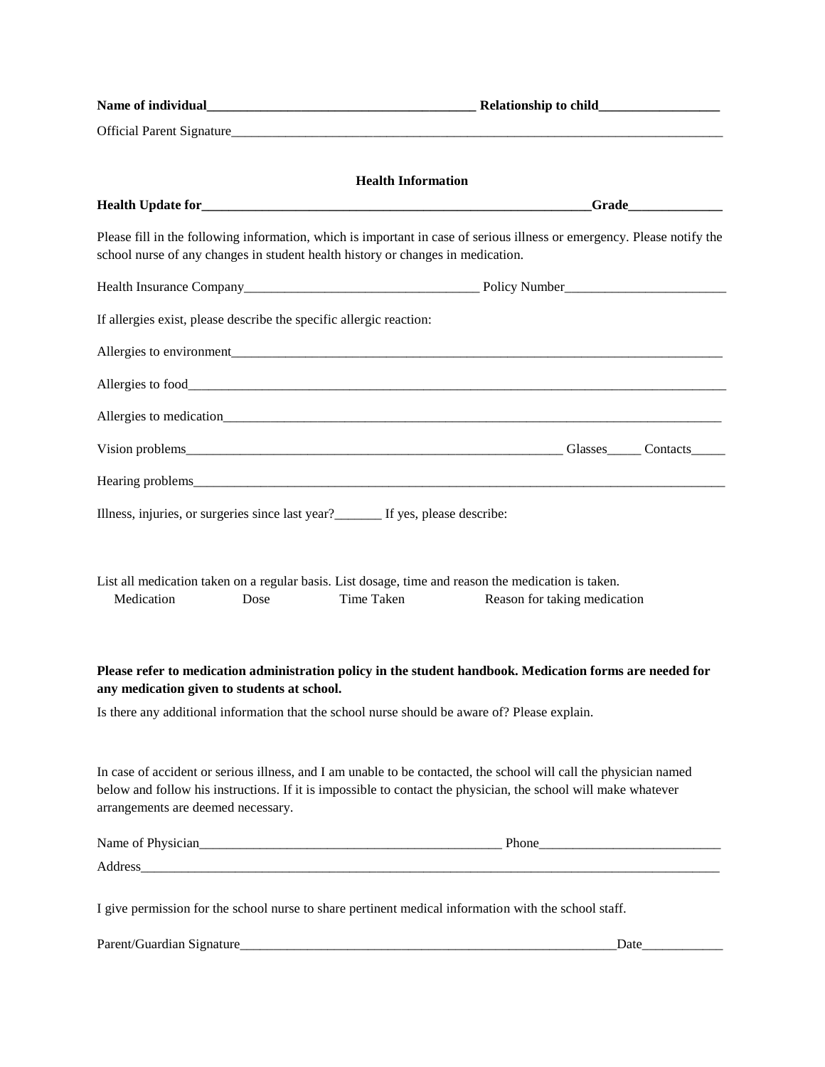**Name of individual________________________________________ Relationship to child__________________**

Official Parent Signature_____________________________________________________________________________

**Health Information**

**Health Update for___________________________________________________________Grade______________**

Please fill in the following information, which is important in case of serious illness or emergency. Please notify the school nurse of any changes in student health history or changes in medication.

Health Insurance Company___________________________________ Policy Number________________________

If allergies exist, please describe the specific allergic reaction:

Allergies to environment_______________________________________________________________________________

Allergies to food______________________________________________________________________________________

Allergies to medication_________________________________________________________________________________

Vision problems____________________________________________________________ Glasses_____ Contacts_____

Hearing problems_____________________________________________________________________________________

Illness, injuries, or surgeries since last year?_______ If yes, please describe:

List all medication taken on a regular basis. List dosage, time and reason the medication is taken.

Medication Dose Time Taken Reason for taking medication

**Please refer to medication administration policy in the student handbook. Medication forms are needed for any medication given to students at school.**

Is there any additional information that the school nurse should be aware of? Please explain.

In case of accident or serious illness, and I am unable to be contacted, the school will call the physician named below and follow his instructions. If it is impossible to contact the physician, the school will make whatever arrangements are deemed necessary.

Name of Physician_______________________________________________ Phone___________________________

Address____________________________________________________________________________________________

I give permission for the school nurse to share pertinent medical information with the school staff.

Parent/Guardian Signature____________________________________________________________Date____________